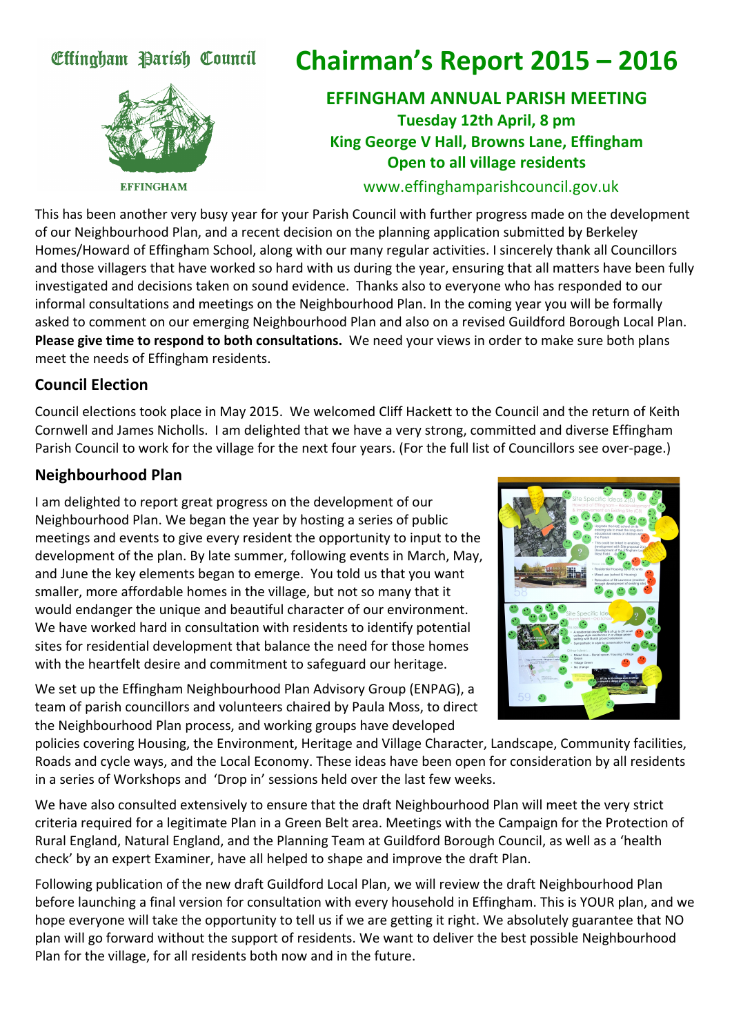Effingham Parish Council

EFFINGHAM

# Chairman's Report 2015 – 2016

**EFFINGHAM ANNUAL PARISH MEETING**
**Tuesday 12th April, 8 pm**
**King George V Hall, Browns Lane, Effingham**
**Open to all village residents**

www.effinghamparishcouncil.gov.uk

This has been another very busy year for your Parish Council with further progress made on the development of our Neighbourhood Plan, and a recent decision on the planning application submitted by Berkeley Homes/Howard of Effingham School, along with our many regular activities. I sincerely thank all Councillors and those villagers that have worked so hard with us during the year, ensuring that all matters have been fully investigated and decisions taken on sound evidence. Thanks also to everyone who has responded to our informal consultations and meetings on the Neighbourhood Plan. In the coming year you will be formally asked to comment on our emerging Neighbourhood Plan and also on a revised Guildford Borough Local Plan. **Please give time to respond to both consultations.** We need your views in order to make sure both plans meet the needs of Effingham residents.

## Council Election

Council elections took place in May 2015. We welcomed Cliff Hackett to the Council and the return of Keith Cornwell and James Nicholls. I am delighted that we have a very strong, committed and diverse Effingham Parish Council to work for the village for the next four years. (For the full list of Councillors see over-page.)

## Neighbourhood Plan

I am delighted to report great progress on the development of our Neighbourhood Plan. We began the year by hosting a series of public meetings and events to give every resident the opportunity to input to the development of the plan. By late summer, following events in March, May, and June the key elements began to emerge. You told us that you want smaller, more affordable homes in the village, but not so many that it would endanger the unique and beautiful character of our environment. We have worked hard in consultation with residents to identify potential sites for residential development that balance the need for those homes with the heartfelt desire and commitment to safeguard our heritage.

We set up the Effingham Neighbourhood Plan Advisory Group (ENPAG), a team of parish councillors and volunteers chaired by Paula Moss, to direct the Neighbourhood Plan process, and working groups have developed policies covering Housing, the Environment, Heritage and Village Character, Landscape, Community facilities, Roads and cycle ways, and the Local Economy. These ideas have been open for consideration by all residents in a series of Workshops and 'Drop in' sessions held over the last few weeks.

We have also consulted extensively to ensure that the draft Neighbourhood Plan will meet the very strict criteria required for a legitimate Plan in a Green Belt area. Meetings with the Campaign for the Protection of Rural England, Natural England, and the Planning Team at Guildford Borough Council, as well as a 'health check' by an expert Examiner, have all helped to shape and improve the draft Plan.

Following publication of the new draft Guildford Local Plan, we will review the draft Neighbourhood Plan before launching a final version for consultation with every household in Effingham. This is YOUR plan, and we hope everyone will take the opportunity to tell us if we are getting it right. We absolutely guarantee that NO plan will go forward without the support of residents. We want to deliver the best possible Neighbourhood Plan for the village, for all residents both now and in the future.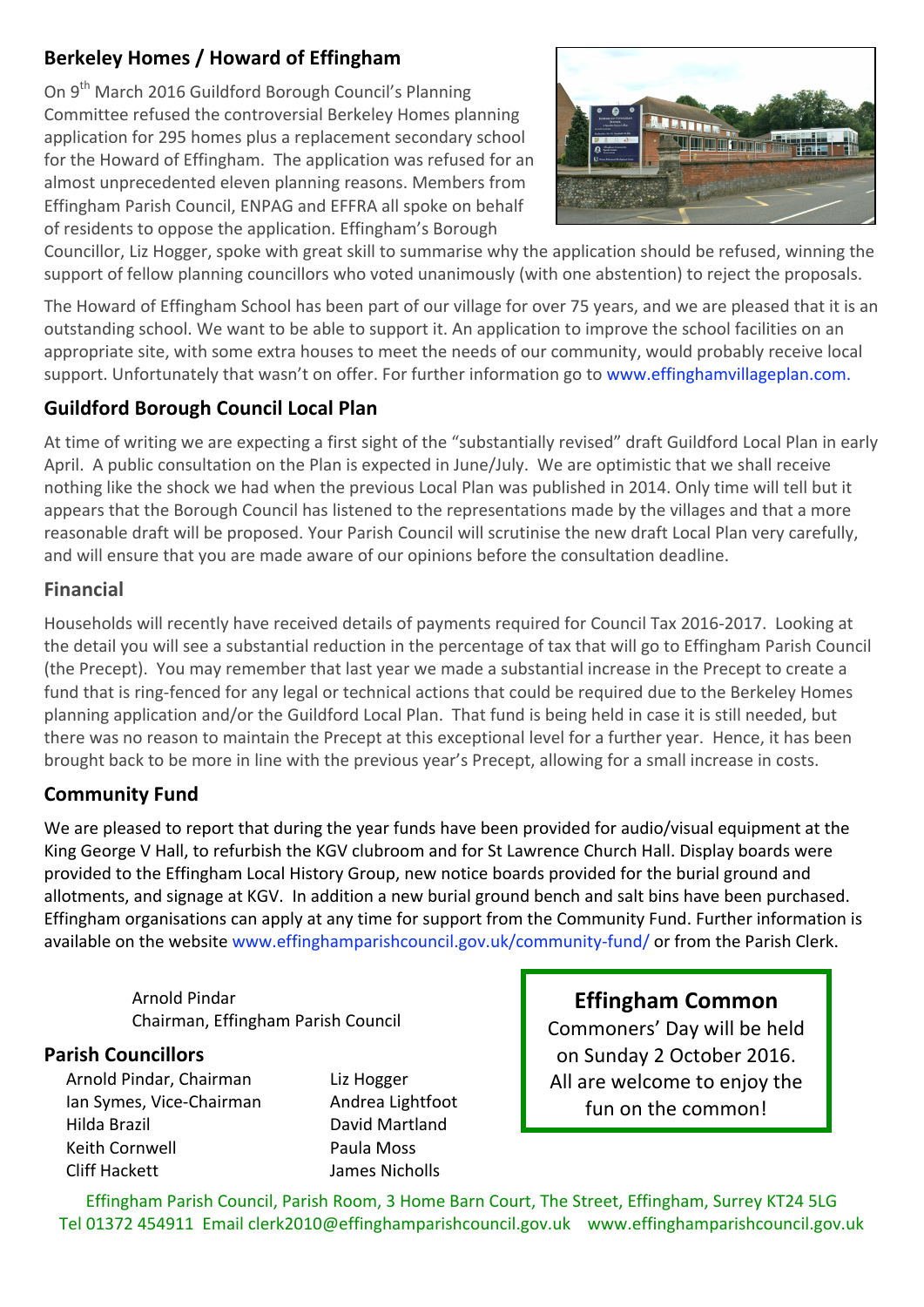## Berkeley Homes / Howard of Effingham

On 9th March 2016 Guildford Borough Council's Planning Committee refused the controversial Berkeley Homes planning application for 295 homes plus a replacement secondary school for the Howard of Effingham. The application was refused for an almost unprecedented eleven planning reasons. Members from Effingham Parish Council, ENPAG and EFFRA all spoke on behalf of residents to oppose the application. Effingham's Borough Councillor, Liz Hogger, spoke with great skill to summarise why the application should be refused, winning the support of fellow planning councillors who voted unanimously (with one abstention) to reject the proposals.

The Howard of Effingham School has been part of our village for over 75 years, and we are pleased that it is an outstanding school. We want to be able to support it. An application to improve the school facilities on an appropriate site, with some extra houses to meet the needs of our community, would probably receive local support. Unfortunately that wasn't on offer. For further information go to www.effinghamvillageplan.com.

## Guildford Borough Council Local Plan

At time of writing we are expecting a first sight of the "substantially revised" draft Guildford Local Plan in early April. A public consultation on the Plan is expected in June/July. We are optimistic that we shall receive nothing like the shock we had when the previous Local Plan was published in 2014. Only time will tell but it appears that the Borough Council has listened to the representations made by the villages and that a more reasonable draft will be proposed. Your Parish Council will scrutinise the new draft Local Plan very carefully, and will ensure that you are made aware of our opinions before the consultation deadline.

## Financial

Households will recently have received details of payments required for Council Tax 2016-2017. Looking at the detail you will see a substantial reduction in the percentage of tax that will go to Effingham Parish Council (the Precept). You may remember that last year we made a substantial increase in the Precept to create a fund that is ring-fenced for any legal or technical actions that could be required due to the Berkeley Homes planning application and/or the Guildford Local Plan. That fund is being held in case it is still needed, but there was no reason to maintain the Precept at this exceptional level for a further year. Hence, it has been brought back to be more in line with the previous year's Precept, allowing for a small increase in costs.

## Community Fund

We are pleased to report that during the year funds have been provided for audio/visual equipment at the King George V Hall, to refurbish the KGV clubroom and for St Lawrence Church Hall. Display boards were provided to the Effingham Local History Group, new notice boards provided for the burial ground and allotments, and signage at KGV. In addition a new burial ground bench and salt bins have been purchased. Effingham organisations can apply at any time for support from the Community Fund. Further information is available on the website www.effinghamparishcouncil.gov.uk/community-fund/ or from the Parish Clerk.

Arnold Pindar
Chairman, Effingham Parish Council

## Parish Councillors

- Arnold Pindar, Chairman
- Ian Symes, Vice-Chairman
- Hilda Brazil
- Keith Cornwell
- Cliff Hackett
- Liz Hogger
- Andrea Lightfoot
- David Martland
- Paula Moss
- James Nicholls

**Effingham Common**

Commoners' Day will be held on Sunday 2 October 2016. All are welcome to enjoy the fun on the common!

Effingham Parish Council, Parish Room, 3 Home Barn Court, The Street, Effingham, Surrey KT24 5LG
Tel 01372 454911 Email clerk2010@effinghamparishcouncil.gov.uk www.effinghamparishcouncil.gov.uk